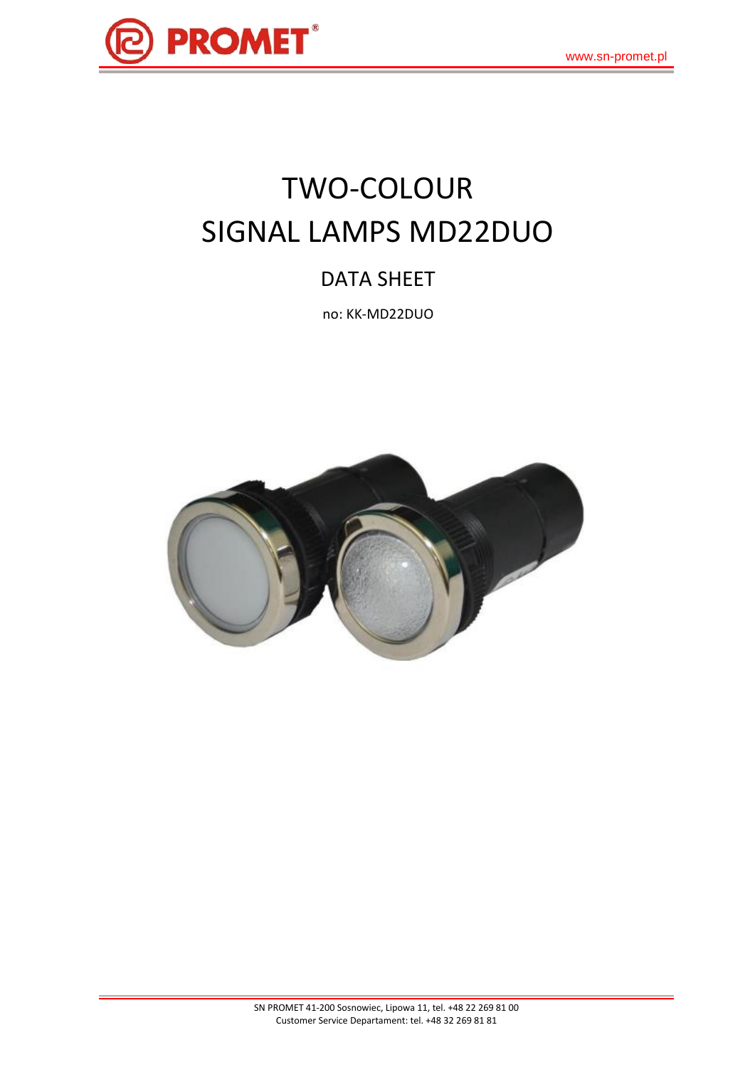# TWO-COLOUR SIGNAL LAMPS MD22DUO

## DATA SHEET

no: KK-MD22DUO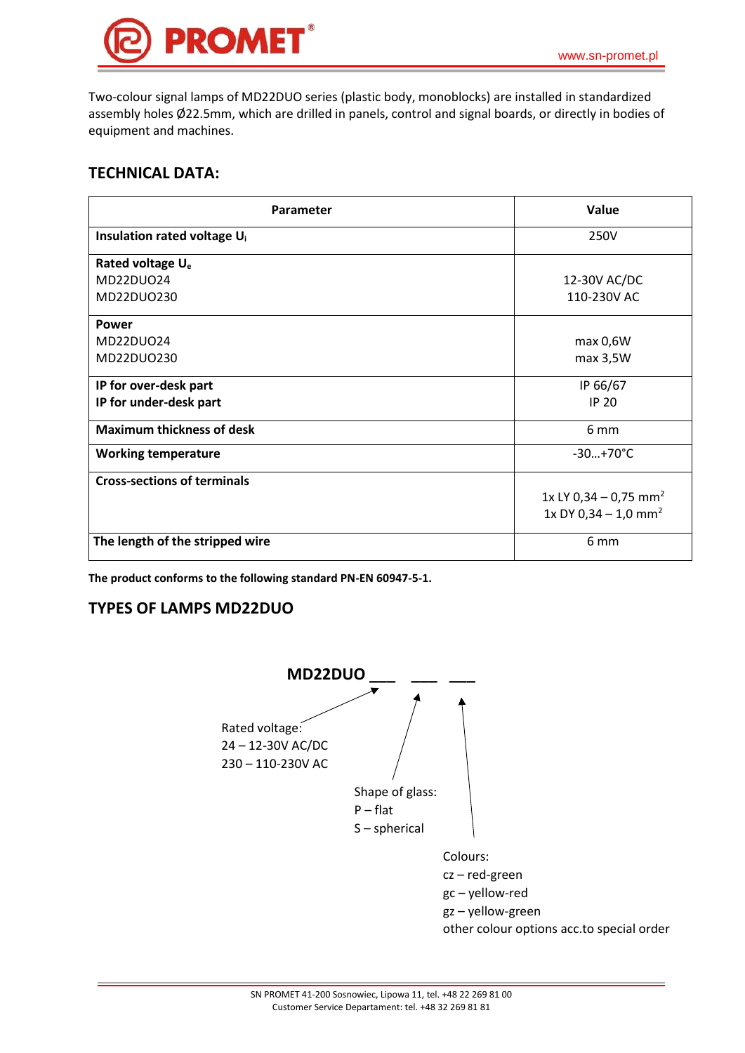Two-colour signal lamps of MD22DUO series (plastic body, monoblocks) are installed in standardized assembly holes Ø22.5mm, which are drilled in panels, control and signal boards, or directly in bodies of equipment and machines.

## TECHNICAL DATA:

| Parameter | Value |
|---|---|
| **Insulation rated voltage $U_i$** | 250V |
| **Rated voltage $U_e$**<br>MD22DUO24<br>MD22DUO230 | <br>12-30V AC/DC<br>110-230V AC |
| **Power**<br>MD22DUO24<br>MD22DUO230 | <br>max 0,6W<br>max 3,5W |
| **IP for over-desk part**<br>**IP for under-desk part** | IP 66/67<br>IP 20 |
| **Maximum thickness of desk** | 6 mm |
| **Working temperature** | -30…+70°C |
| **Cross-sections of terminals** | 1x LY 0,34 – 0,75 $mm^2$<br>1x DY 0,34 – 1,0 $mm^2$ |
| **The length of the stripped wire** | 6 mm |

**The product conforms to the following standard PN-EN 60947-5-1.**

## TYPES OF LAMPS MD22DUO

**MD22DUO ___ ___ ___**

Rated voltage:
24 – 12-30V AC/DC
230 – 110-230V AC

Shape of glass:
P – flat
S – spherical

Colours:
cz – red-green
gc – yellow-red
gz – yellow-green
other colour options acc.to special order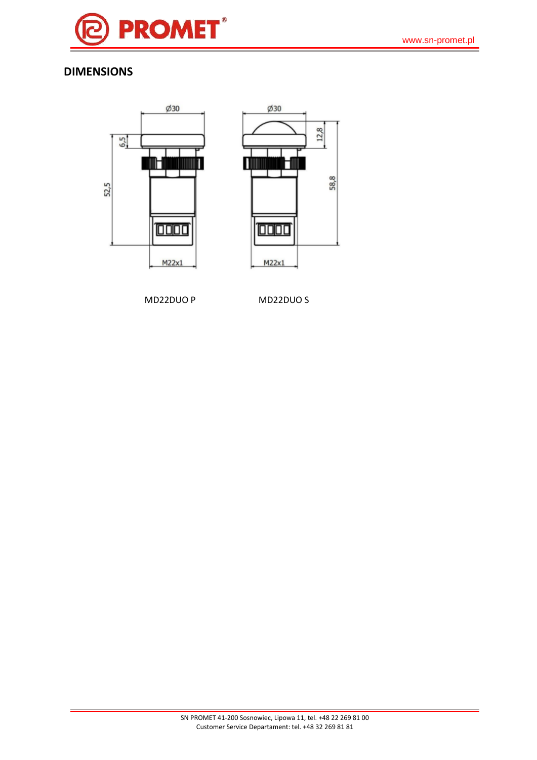## DIMENSIONS

Ø30
6,5
52,5
M22x1

Ø30
12,8
58,8
M22x1

MD22DUO P

MD22DUO S